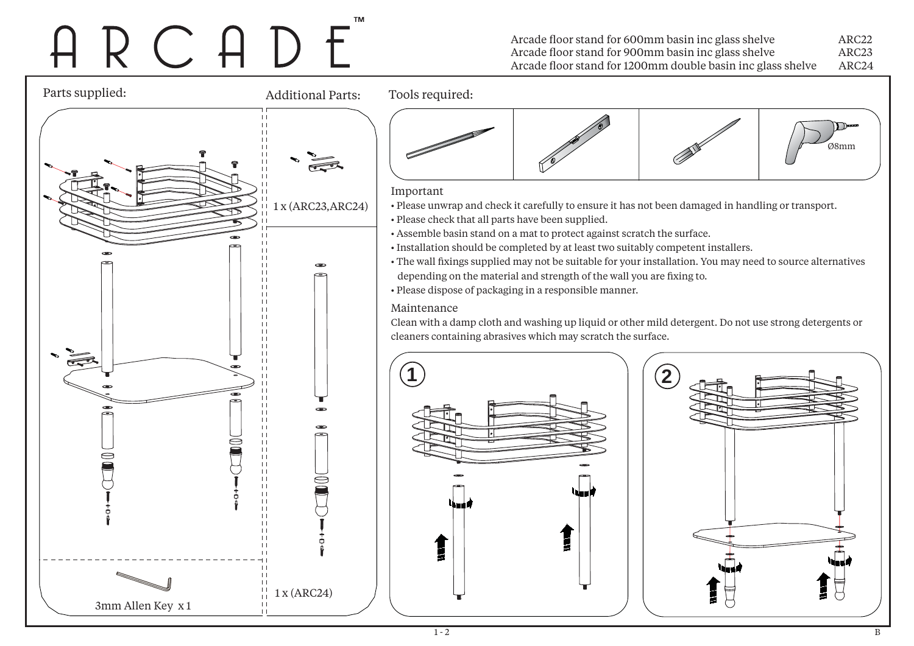# ARCADE™

Arcade floor stand for 600mm basin inc glass shelve ARC22
Arcade floor stand for 900mm basin inc glass shelve ARC23
Arcade floor stand for 1200mm double basin inc glass shelve ARC24

## Parts supplied:

3mm Allen Key x 1

## Additional Parts:

1 x (ARC23,ARC24)

1 x (ARC24)

## Tools required:

Ø8mm

## Important

- Please unwrap and check it carefully to ensure it has not been damaged in handling or transport.
- Please check that all parts have been supplied.
- Assemble basin stand on a mat to protect against scratch the surface.
- Installation should be completed by at least two suitably competent installers.
- The wall fixings supplied may not be suitable for your installation. You may need to source alternatives depending on the material and strength of the wall you are fixing to.
- Please dispose of packaging in a responsible manner.

## Maintenance

Clean with a damp cloth and washing up liquid or other mild detergent. Do not use strong detergents or cleaners containing abrasives which may scratch the surface.

1

2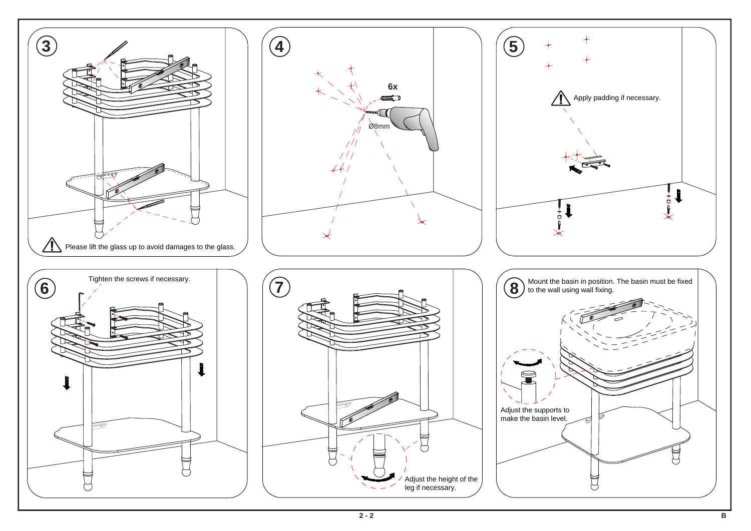## 3

Please lift the glass up to avoid damages to the glass.

## 4

6x

Ø8mm

## 5

Apply padding if necessary.

## 6

Tighten the screws if necessary.

## 7

Adjust the height of the leg if necessary.

## 8

Mount the basin in position. The basin must be fixed to the wall using wall fixing.

Adjust the supports to make the basin level.